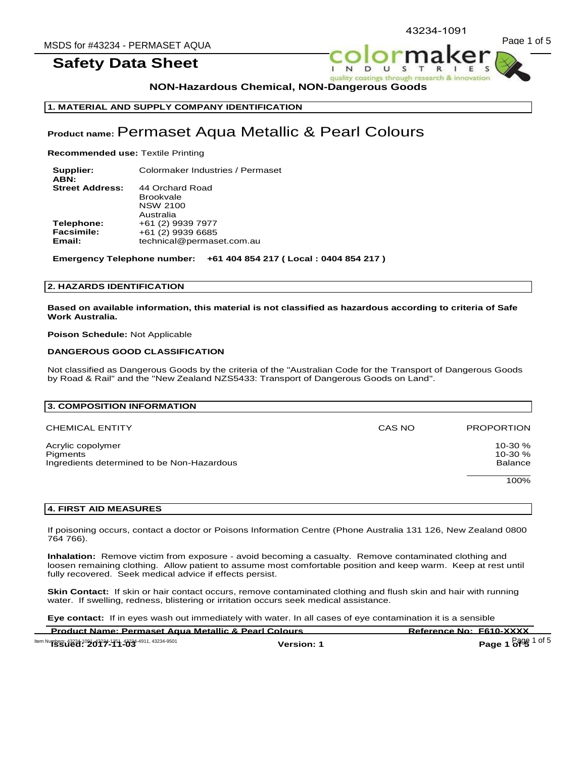# Safety Data Sheet

**NON-Hazardous Chemical, NON-Dangerous Goods**

## 1. MATERIAL AND SUPPLY COMPANY IDENTIFICATION

**Product name:** Permaset Aqua Metallic & Pearl Colours

**Recommended use:** Textile Printing

| | |
|---|---|
| **Supplier:** | Colormaker Industries / Permaset |
| **ABN:** | |
| **Street Address:** | 44 Orchard Road<br>Brookvale<br>NSW 2100<br>Australia |
| **Telephone:** | +61 (2) 9939 7977 |
| **Facsimile:** | +61 (2) 9939 6685 |
| **Email:** | technical@permaset.com.au |

**Emergency Telephone number: +61 404 854 217 ( Local : 0404 854 217 )**

## 2. HAZARDS IDENTIFICATION

**Based on available information, this material is not classified as hazardous according to criteria of Safe Work Australia.**

**Poison Schedule:** Not Applicable

**DANGEROUS GOOD CLASSIFICATION**

Not classified as Dangerous Goods by the criteria of the "Australian Code for the Transport of Dangerous Goods by Road & Rail" and the "New Zealand NZS5433: Transport of Dangerous Goods on Land".

## 3. COMPOSITION INFORMATION

| CHEMICAL ENTITY | CAS NO | PROPORTION |
|---|---|---|
| Acrylic copolymer | | 10-30 % |
| Pigments | | 10-30 % |
| Ingredients determined to be Non-Hazardous | | Balance |
| | | 100% |

## 4. FIRST AID MEASURES

If poisoning occurs, contact a doctor or Poisons Information Centre (Phone Australia 131 126, New Zealand 0800 764 766).

**Inhalation:** Remove victim from exposure - avoid becoming a casualty. Remove contaminated clothing and loosen remaining clothing. Allow patient to assume most comfortable position and keep warm. Keep at rest until fully recovered. Seek medical advice if effects persist.

**Skin Contact:** If skin or hair contact occurs, remove contaminated clothing and flush skin and hair with running water. If swelling, redness, blistering or irritation occurs seek medical assistance.

**Eye contact:** If in eyes wash out immediately with water. In all cases of eye contamination it is a sensible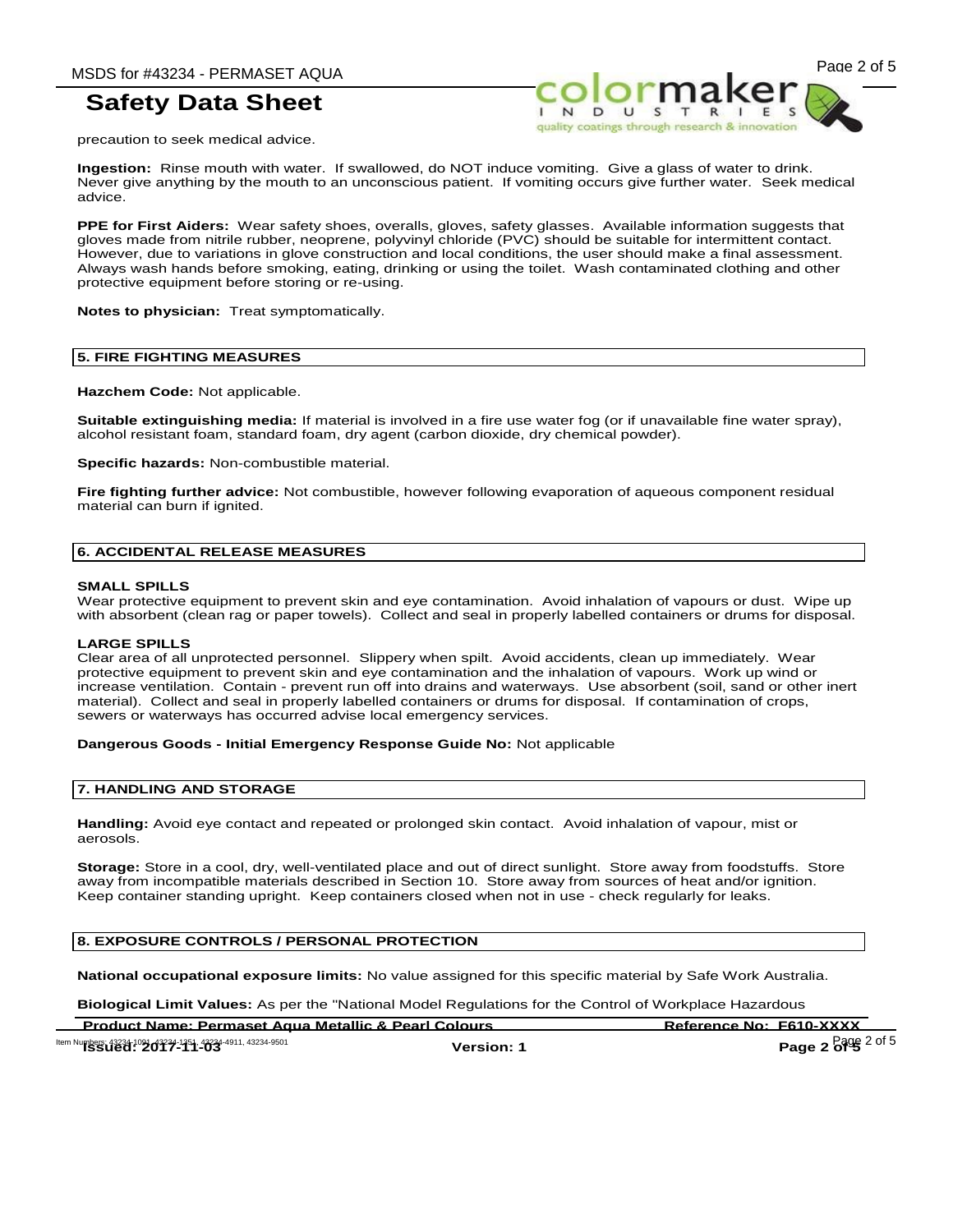precaution to seek medical advice.

**Ingestion:** Rinse mouth with water. If swallowed, do NOT induce vomiting. Give a glass of water to drink. Never give anything by the mouth to an unconscious patient. If vomiting occurs give further water. Seek medical advice.

**PPE for First Aiders:** Wear safety shoes, overalls, gloves, safety glasses. Available information suggests that gloves made from nitrile rubber, neoprene, polyvinyl chloride (PVC) should be suitable for intermittent contact. However, due to variations in glove construction and local conditions, the user should make a final assessment. Always wash hands before smoking, eating, drinking or using the toilet. Wash contaminated clothing and other protective equipment before storing or re-using.

**Notes to physician:** Treat symptomatically.

## 5. FIRE FIGHTING MEASURES

**Hazchem Code:** Not applicable.

**Suitable extinguishing media:** If material is involved in a fire use water fog (or if unavailable fine water spray), alcohol resistant foam, standard foam, dry agent (carbon dioxide, dry chemical powder).

**Specific hazards:** Non-combustible material.

**Fire fighting further advice:** Not combustible, however following evaporation of aqueous component residual material can burn if ignited.

## 6. ACCIDENTAL RELEASE MEASURES

**SMALL SPILLS**
Wear protective equipment to prevent skin and eye contamination. Avoid inhalation of vapours or dust. Wipe up with absorbent (clean rag or paper towels). Collect and seal in properly labelled containers or drums for disposal.

**LARGE SPILLS**
Clear area of all unprotected personnel. Slippery when spilt. Avoid accidents, clean up immediately. Wear protective equipment to prevent skin and eye contamination and the inhalation of vapours. Work up wind or increase ventilation. Contain - prevent run off into drains and waterways. Use absorbent (soil, sand or other inert material). Collect and seal in properly labelled containers or drums for disposal. If contamination of crops, sewers or waterways has occurred advise local emergency services.

**Dangerous Goods - Initial Emergency Response Guide No:** Not applicable

## 7. HANDLING AND STORAGE

**Handling:** Avoid eye contact and repeated or prolonged skin contact. Avoid inhalation of vapour, mist or aerosols.

**Storage:** Store in a cool, dry, well-ventilated place and out of direct sunlight. Store away from foodstuffs. Store away from incompatible materials described in Section 10. Store away from sources of heat and/or ignition. Keep container standing upright. Keep containers closed when not in use - check regularly for leaks.

## 8. EXPOSURE CONTROLS / PERSONAL PROTECTION

**National occupational exposure limits:** No value assigned for this specific material by Safe Work Australia.

**Biological Limit Values:** As per the "National Model Regulations for the Control of Workplace Hazardous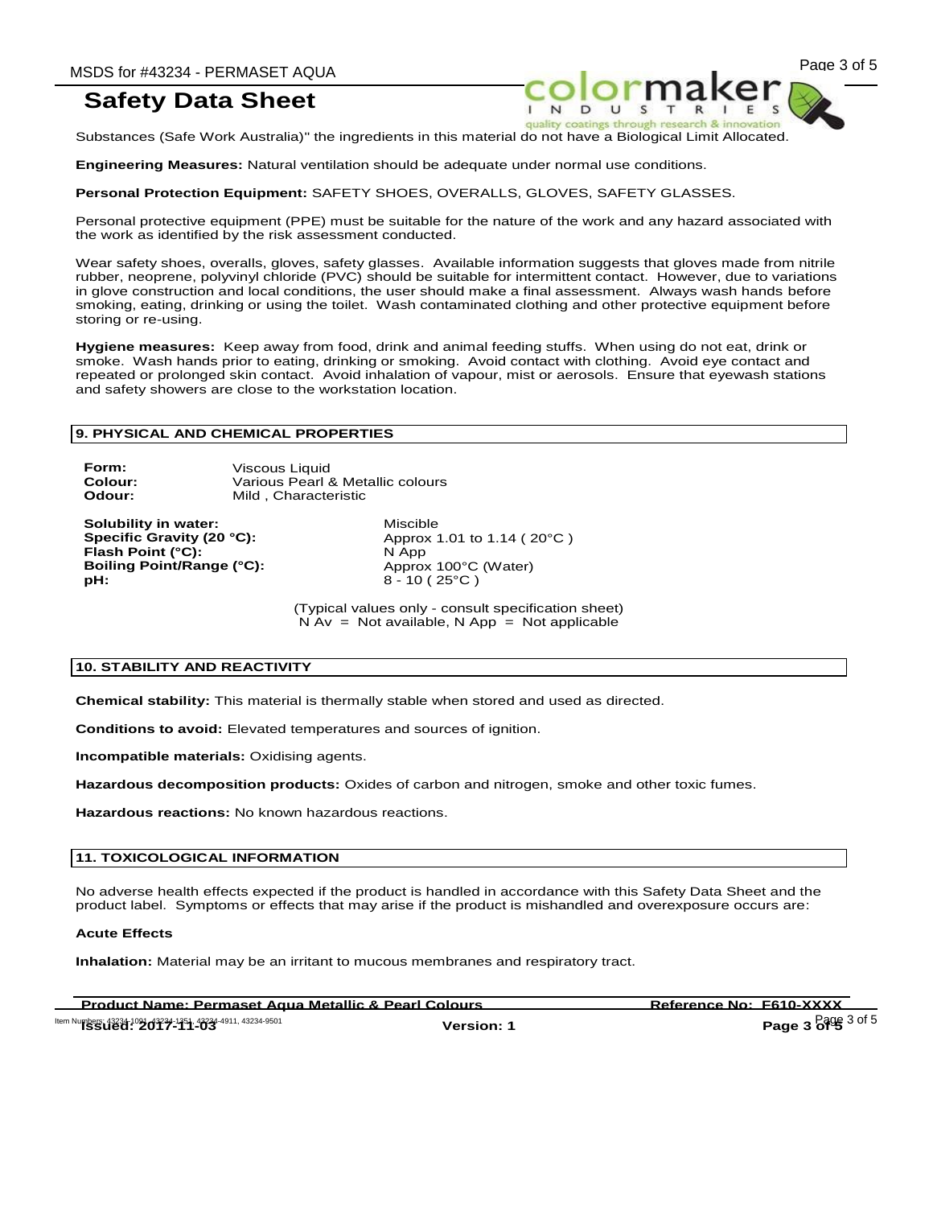Substances (Safe Work Australia)" the ingredients in this material do not have a Biological Limit Allocated.

**Engineering Measures:** Natural ventilation should be adequate under normal use conditions.

**Personal Protection Equipment:** SAFETY SHOES, OVERALLS, GLOVES, SAFETY GLASSES.

Personal protective equipment (PPE) must be suitable for the nature of the work and any hazard associated with the work as identified by the risk assessment conducted.

Wear safety shoes, overalls, gloves, safety glasses. Available information suggests that gloves made from nitrile rubber, neoprene, polyvinyl chloride (PVC) should be suitable for intermittent contact. However, due to variations in glove construction and local conditions, the user should make a final assessment. Always wash hands before smoking, eating, drinking or using the toilet. Wash contaminated clothing and other protective equipment before storing or re-using.

**Hygiene measures:** Keep away from food, drink and animal feeding stuffs. When using do not eat, drink or smoke. Wash hands prior to eating, drinking or smoking. Avoid contact with clothing. Avoid eye contact and repeated or prolonged skin contact. Avoid inhalation of vapour, mist or aerosols. Ensure that eyewash stations and safety showers are close to the workstation location.

## 9. PHYSICAL AND CHEMICAL PROPERTIES

**Form:** Viscous Liquid
**Colour:** Various Pearl & Metallic colours
**Odour:** Mild , Characteristic

**Solubility in water:** Miscible
**Specific Gravity (20 °C):** Approx 1.01 to 1.14 ( 20°C )
**Flash Point (°C):** N App
**Boiling Point/Range (°C):** Approx 100°C (Water)
**pH:** 8 - 10 ( 25°C )

(Typical values only - consult specification sheet)
N Av = Not available, N App = Not applicable

## 10. STABILITY AND REACTIVITY

**Chemical stability:** This material is thermally stable when stored and used as directed.

**Conditions to avoid:** Elevated temperatures and sources of ignition.

**Incompatible materials:** Oxidising agents.

**Hazardous decomposition products:** Oxides of carbon and nitrogen, smoke and other toxic fumes.

**Hazardous reactions:** No known hazardous reactions.

## 11. TOXICOLOGICAL INFORMATION

No adverse health effects expected if the product is handled in accordance with this Safety Data Sheet and the product label. Symptoms or effects that may arise if the product is mishandled and overexposure occurs are:

**Acute Effects**

**Inhalation:** Material may be an irritant to mucous membranes and respiratory tract.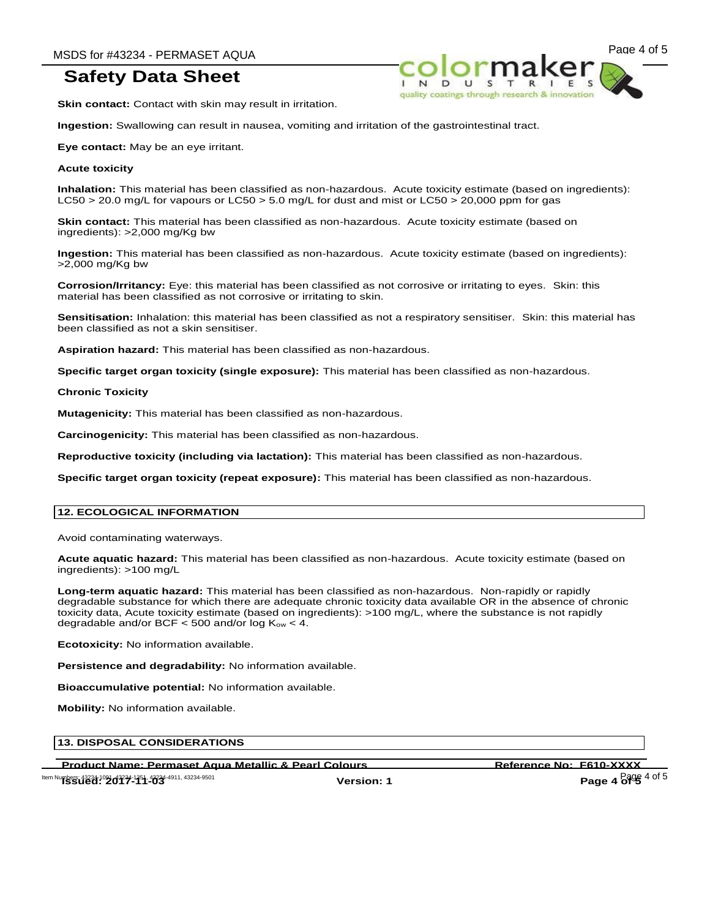**Skin contact:** Contact with skin may result in irritation.

**Ingestion:** Swallowing can result in nausea, vomiting and irritation of the gastrointestinal tract.

**Eye contact:** May be an eye irritant.

**Acute toxicity**

**Inhalation:** This material has been classified as non-hazardous. Acute toxicity estimate (based on ingredients): LC50 > 20.0 mg/L for vapours or LC50 > 5.0 mg/L for dust and mist or LC50 > 20,000 ppm for gas

**Skin contact:** This material has been classified as non-hazardous. Acute toxicity estimate (based on ingredients): >2,000 mg/Kg bw

**Ingestion:** This material has been classified as non-hazardous. Acute toxicity estimate (based on ingredients): >2,000 mg/Kg bw

**Corrosion/Irritancy:** Eye: this material has been classified as not corrosive or irritating to eyes. Skin: this material has been classified as not corrosive or irritating to skin.

**Sensitisation:** Inhalation: this material has been classified as not a respiratory sensitiser. Skin: this material has been classified as not a skin sensitiser.

**Aspiration hazard:** This material has been classified as non-hazardous.

**Specific target organ toxicity (single exposure):** This material has been classified as non-hazardous.

**Chronic Toxicity**

**Mutagenicity:** This material has been classified as non-hazardous.

**Carcinogenicity:** This material has been classified as non-hazardous.

**Reproductive toxicity (including via lactation):** This material has been classified as non-hazardous.

**Specific target organ toxicity (repeat exposure):** This material has been classified as non-hazardous.

## 12. ECOLOGICAL INFORMATION

Avoid contaminating waterways.

**Acute aquatic hazard:** This material has been classified as non-hazardous. Acute toxicity estimate (based on ingredients): >100 mg/L

**Long-term aquatic hazard:** This material has been classified as non-hazardous. Non-rapidly or rapidly degradable substance for which there are adequate chronic toxicity data available OR in the absence of chronic toxicity data, Acute toxicity estimate (based on ingredients): >100 mg/L, where the substance is not rapidly degradable and/or BCF < 500 and/or log $K_{ow}$ < 4.

**Ecotoxicity:** No information available.

**Persistence and degradability:** No information available.

**Bioaccumulative potential:** No information available.

**Mobility:** No information available.

## 13. DISPOSAL CONSIDERATIONS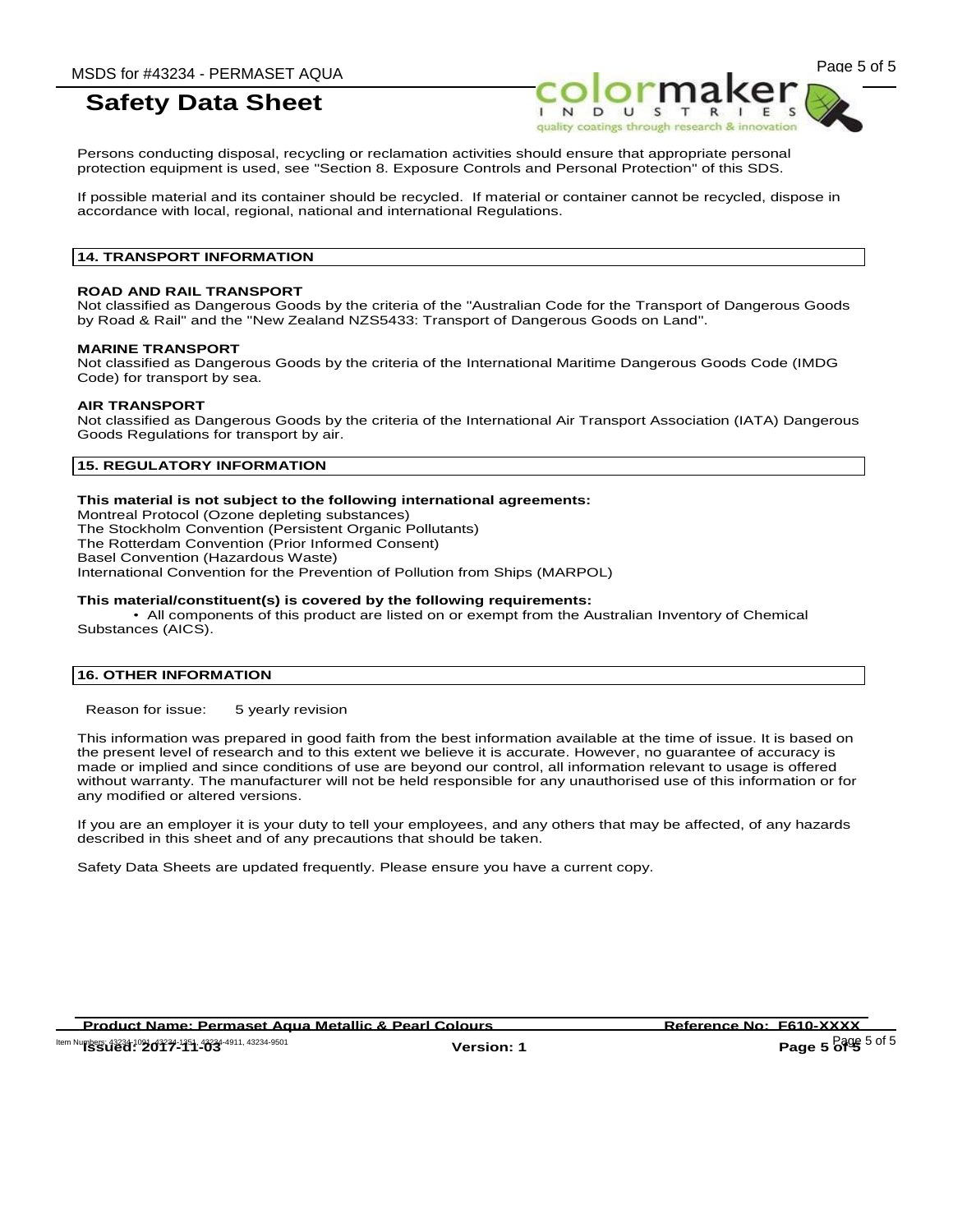Persons conducting disposal, recycling or reclamation activities should ensure that appropriate personal protection equipment is used, see "Section 8. Exposure Controls and Personal Protection" of this SDS.

If possible material and its container should be recycled. If material or container cannot be recycled, dispose in accordance with local, regional, national and international Regulations.

## 14. TRANSPORT INFORMATION

**ROAD AND RAIL TRANSPORT**
Not classified as Dangerous Goods by the criteria of the "Australian Code for the Transport of Dangerous Goods by Road & Rail" and the "New Zealand NZS5433: Transport of Dangerous Goods on Land".

**MARINE TRANSPORT**
Not classified as Dangerous Goods by the criteria of the International Maritime Dangerous Goods Code (IMDG Code) for transport by sea.

**AIR TRANSPORT**
Not classified as Dangerous Goods by the criteria of the International Air Transport Association (IATA) Dangerous Goods Regulations for transport by air.

## 15. REGULATORY INFORMATION

**This material is not subject to the following international agreements:**

Montreal Protocol (Ozone depleting substances)
The Stockholm Convention (Persistent Organic Pollutants)
The Rotterdam Convention (Prior Informed Consent)
Basel Convention (Hazardous Waste)
International Convention for the Prevention of Pollution from Ships (MARPOL)

**This material/constituent(s) is covered by the following requirements:**

- All components of this product are listed on or exempt from the Australian Inventory of Chemical Substances (AICS).

## 16. OTHER INFORMATION

Reason for issue: 5 yearly revision

This information was prepared in good faith from the best information available at the time of issue. It is based on the present level of research and to this extent we believe it is accurate. However, no guarantee of accuracy is made or implied and since conditions of use are beyond our control, all information relevant to usage is offered without warranty. The manufacturer will not be held responsible for any unauthorised use of this information or for any modified or altered versions.

If you are an employer it is your duty to tell your employees, and any others that may be affected, of any hazards described in this sheet and of any precautions that should be taken.

Safety Data Sheets are updated frequently. Please ensure you have a current copy.